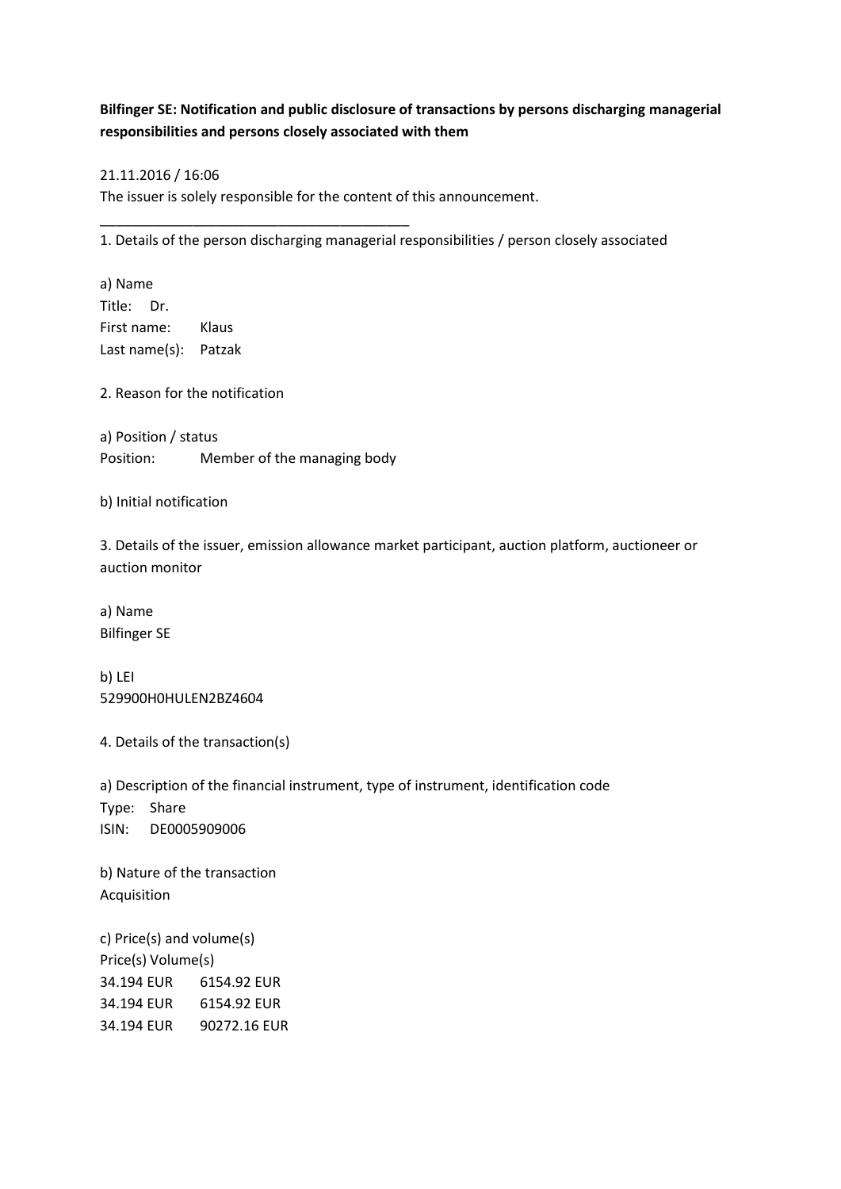**Bilfinger SE: Notification and public disclosure of transactions by persons discharging managerial responsibilities and persons closely associated with them**

21.11.2016 / 16:06

The issuer is solely responsible for the content of this announcement.

________________________________________

1. Details of the person discharging managerial responsibilities / person closely associated

a) Name

Title: Dr.

First name: Klaus

Last name(s): Patzak

2. Reason for the notification

a) Position / status

Position: Member of the managing body

b) Initial notification

3. Details of the issuer, emission allowance market participant, auction platform, auctioneer or auction monitor

a) Name

Bilfinger SE

b) LEI

529900H0HULEN2BZ4604

4. Details of the transaction(s)

a) Description of the financial instrument, type of instrument, identification code

Type: Share

ISIN: DE0005909006

b) Nature of the transaction

Acquisition

c) Price(s) and volume(s)

| Price(s) | Volume(s) |
|---|---|
| 34.194 EUR | 6154.92 EUR |
| 34.194 EUR | 6154.92 EUR |
| 34.194 EUR | 90272.16 EUR |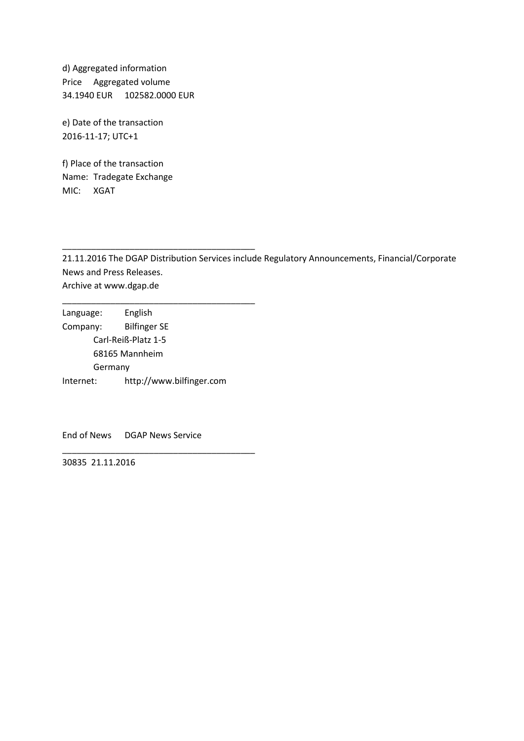d) Aggregated information

| Price | Aggregated volume |
| --- | --- |
| 34.1940 EUR | 102582.0000 EUR |

e) Date of the transaction

2016-11-17; UTC+1

f) Place of the transaction

Name: Tradegate Exchange

MIC: XGAT

---

21.11.2016 The DGAP Distribution Services include Regulatory Announcements, Financial/Corporate News and Press Releases.

Archive at www.dgap.de

---

| | |
| --- | --- |
| Language: | English |
| Company: | Bilfinger SE |
| | Carl-Reiß-Platz 1-5 |
| | 68165 Mannheim |
| | Germany |
| Internet: | http://www.bilfinger.com |

End of News DGAP News Service

---

30835 21.11.2016